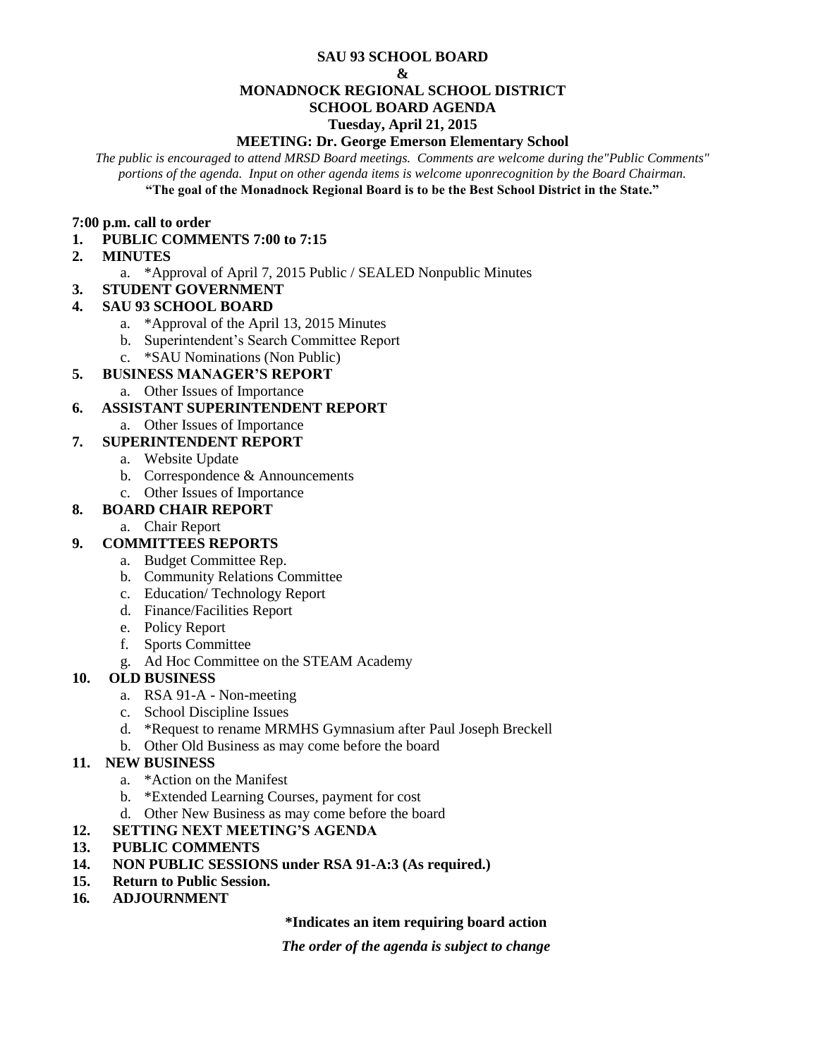# SAU 93 SCHOOL BOARD
# &
# MONADNOCK REGIONAL SCHOOL DISTRICT
# SCHOOL BOARD AGENDA

**Tuesday, April 21, 2015**

**MEETING: Dr. George Emerson Elementary School**

*The public is encouraged to attend MRSD Board meetings. Comments are welcome during the"Public Comments" portions of the agenda. Input on other agenda items is welcome uponrecognition by the Board Chairman.*

**"The goal of the Monadnock Regional Board is to be the Best School District in the State."**

**7:00 p.m. call to order**

1. **PUBLIC COMMENTS 7:00 to 7:15**
2. **MINUTES**
   a. *Approval of April 7, 2015 Public / SEALED Nonpublic Minutes
3. **STUDENT GOVERNMENT**
4. **SAU 93 SCHOOL BOARD**
   a. *Approval of the April 13, 2015 Minutes
   b. Superintendent's Search Committee Report
   c. *SAU Nominations (Non Public)
5. **BUSINESS MANAGER'S REPORT**
   a. Other Issues of Importance
6. **ASSISTANT SUPERINTENDENT REPORT**
   a. Other Issues of Importance
7. **SUPERINTENDENT REPORT**
   a. Website Update
   b. Correspondence & Announcements
   c. Other Issues of Importance
8. **BOARD CHAIR REPORT**
   a. Chair Report
9. **COMMITTEES REPORTS**
   a. Budget Committee Rep.
   b. Community Relations Committee
   c. Education/ Technology Report
   d. Finance/Facilities Report
   e. Policy Report
   f. Sports Committee
   g. Ad Hoc Committee on the STEAM Academy
10. **OLD BUSINESS**
    a. RSA 91-A - Non-meeting
    c. School Discipline Issues
    d. *Request to rename MRMHS Gymnasium after Paul Joseph Breckell
    b. Other Old Business as may come before the board
11. **NEW BUSINESS**
    a. *Action on the Manifest
    b. *Extended Learning Courses, payment for cost
    d. Other New Business as may come before the board
12. **SETTING NEXT MEETING'S AGENDA**
13. **PUBLIC COMMENTS**
14. **NON PUBLIC SESSIONS under RSA 91-A:3 (As required.)**
15. **Return to Public Session.**
16. **ADJOURNMENT**

**\*Indicates an item requiring board action**

***The order of the agenda is subject to change***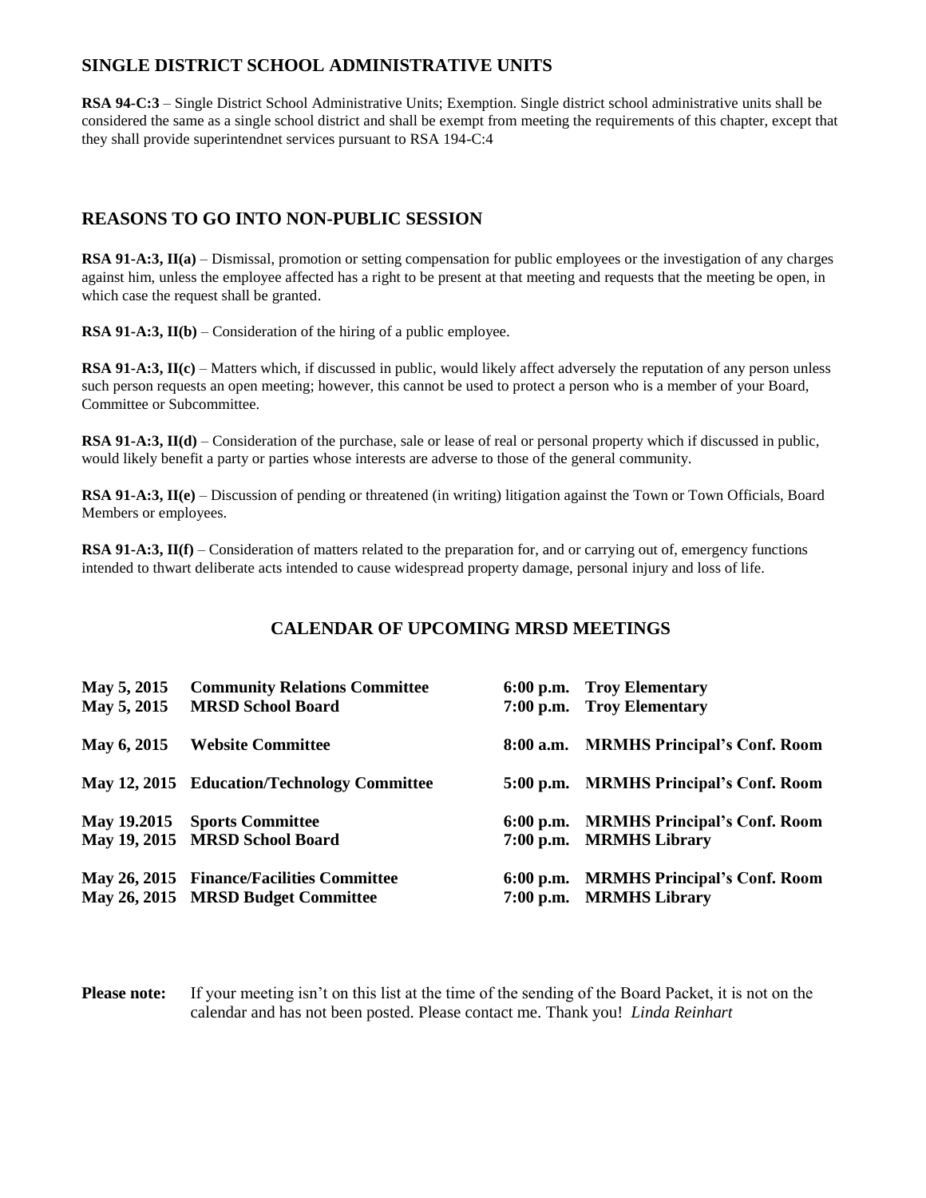## SINGLE DISTRICT SCHOOL ADMINISTRATIVE UNITS

**RSA 94-C:3** – Single District School Administrative Units; Exemption. Single district school administrative units shall be considered the same as a single school district and shall be exempt from meeting the requirements of this chapter, except that they shall provide superintendnet services pursuant to RSA 194-C:4

## REASONS TO GO INTO NON-PUBLIC SESSION

**RSA 91-A:3, II(a)** – Dismissal, promotion or setting compensation for public employees or the investigation of any charges against him, unless the employee affected has a right to be present at that meeting and requests that the meeting be open, in which case the request shall be granted.

**RSA 91-A:3, II(b)** – Consideration of the hiring of a public employee.

**RSA 91-A:3, II(c)** – Matters which, if discussed in public, would likely affect adversely the reputation of any person unless such person requests an open meeting; however, this cannot be used to protect a person who is a member of your Board, Committee or Subcommittee.

**RSA 91-A:3, II(d)** – Consideration of the purchase, sale or lease of real or personal property which if discussed in public, would likely benefit a party or parties whose interests are adverse to those of the general community.

**RSA 91-A:3, II(e)** – Discussion of pending or threatened (in writing) litigation against the Town or Town Officials, Board Members or employees.

**RSA 91-A:3, II(f)** – Consideration of matters related to the preparation for, and or carrying out of, emergency functions intended to thwart deliberate acts intended to cause widespread property damage, personal injury and loss of life.

## CALENDAR OF UPCOMING MRSD MEETINGS

| | | | |
|---|---|---|---|
| **May 5, 2015** | **Community Relations Committee** | **6:00 p.m.** | **Troy Elementary** |
| **May 5, 2015** | **MRSD School Board** | **7:00 p.m.** | **Troy Elementary** |
| **May 6, 2015** | **Website Committee** | **8:00 a.m.** | **MRMHS Principal's Conf. Room** |
| **May 12, 2015** | **Education/Technology Committee** | **5:00 p.m.** | **MRMHS Principal's Conf. Room** |
| **May 19.2015** | **Sports Committee** | **6:00 p.m.** | **MRMHS Principal's Conf. Room** |
| **May 19, 2015** | **MRSD School Board** | **7:00 p.m.** | **MRMHS Library** |
| **May 26, 2015** | **Finance/Facilities Committee** | **6:00 p.m.** | **MRMHS Principal's Conf. Room** |
| **May 26, 2015** | **MRSD Budget Committee** | **7:00 p.m.** | **MRMHS Library** |

**Please note:** If your meeting isn't on this list at the time of the sending of the Board Packet, it is not on the calendar and has not been posted. Please contact me. Thank you! *Linda Reinhart*